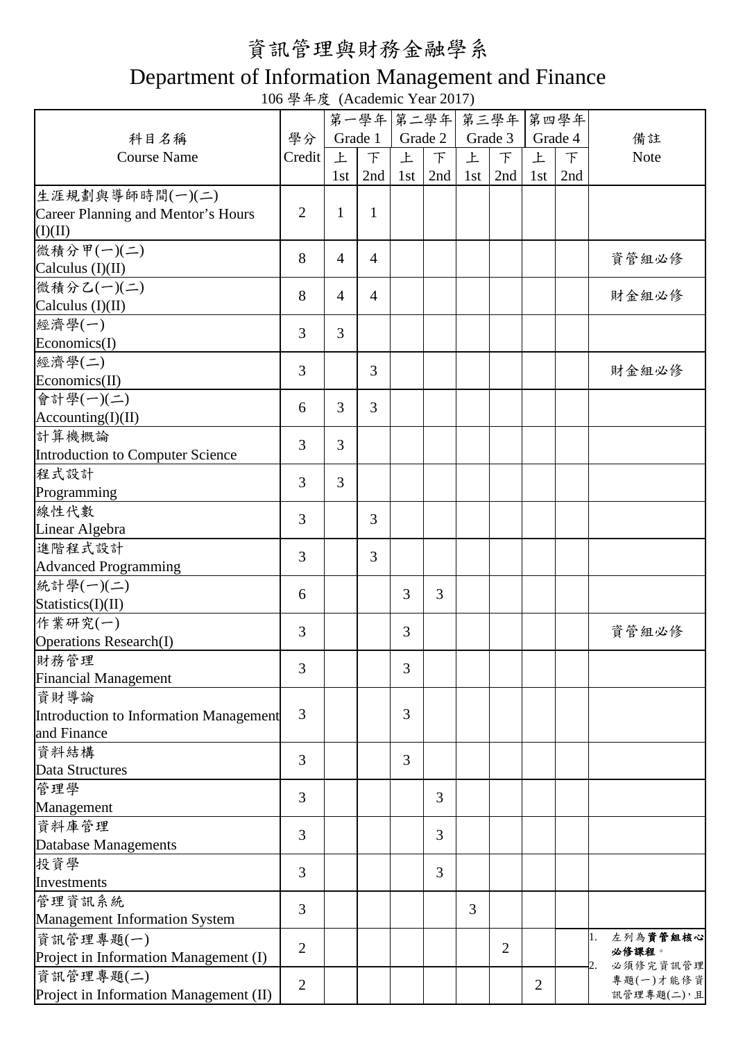# 資訊管理與財務金融學系

# Department of Information Management and Finance

106 學年度 (Academic Year 2017)

| 科目名稱 Course Name | 學分 Credit | 第一學年 Grade 1 | | 第二學年 Grade 2 | | 第三學年 Grade 3 | | 第四學年 Grade 4 | | 備註 Note |
|---|---|---|---|---|---|---|---|---|---|---|
| | | 上 1st | 下 2nd | 上 1st | 下 2nd | 上 1st | 下 2nd | 上 1st | 下 2nd | |
| 生涯規劃與導師時間(一)(二) Career Planning and Mentor's Hours (I)(II) | 2 | 1 | 1 | | | | | | | |
| 微積分甲(一)(二) Calculus (I)(II) | 8 | 4 | 4 | | | | | | | 資管組必修 |
| 微積分乙(一)(二) Calculus (I)(II) | 8 | 4 | 4 | | | | | | | 財金組必修 |
| 經濟學(一) Economics(I) | 3 | 3 | | | | | | | | |
| 經濟學(二) Economics(II) | 3 | | 3 | | | | | | | 財金組必修 |
| 會計學(一)(二) Accounting(I)(II) | 6 | 3 | 3 | | | | | | | |
| 計算機概論 Introduction to Computer Science | 3 | 3 | | | | | | | | |
| 程式設計 Programming | 3 | 3 | | | | | | | | |
| 線性代數 Linear Algebra | 3 | | 3 | | | | | | | |
| 進階程式設計 Advanced Programming | 3 | | 3 | | | | | | | |
| 統計學(一)(二) Statistics(I)(II) | 6 | | | 3 | 3 | | | | | |
| 作業研究(一) Operations Research(I) | 3 | | | 3 | | | | | | 資管組必修 |
| 財務管理 Financial Management | 3 | | | 3 | | | | | | |
| 資財導論 Introduction to Information Management and Finance | 3 | | | 3 | | | | | | |
| 資料結構 Data Structures | 3 | | | 3 | | | | | | |
| 管理學 Management | 3 | | | | 3 | | | | | |
| 資料庫管理 Database Managements | 3 | | | | 3 | | | | | |
| 投資學 Investments | 3 | | | | 3 | | | | | |
| 管理資訊系統 Management Information System | 3 | | | | | 3 | | | | |
| 資訊管理專題(一) Project in Information Management (I) | 2 | | | | | | 2 | | | 1. 左列為**資管組核心必修課程**。 2. 必須修完資訊管理專題(一)才能修資訊管理專題(二)，且 |
| 資訊管理專題(二) Project in Information Management (II) | 2 | | | | | | | 2 | | |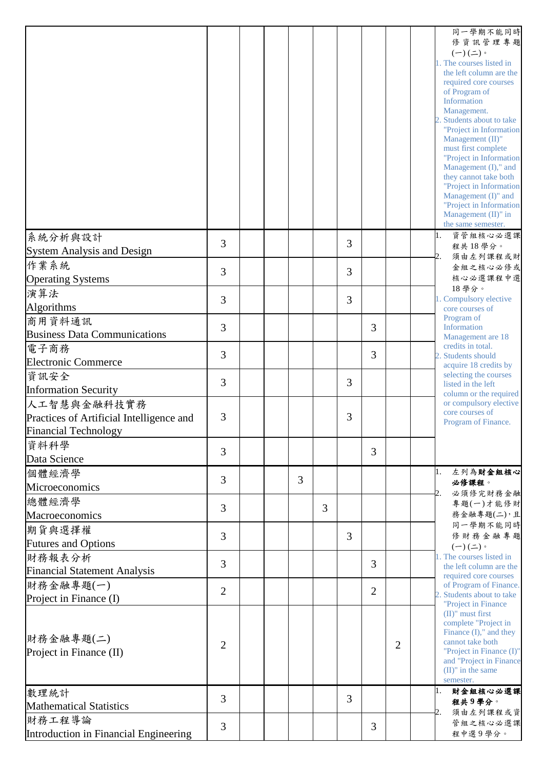| | | | | | | | | | | |
|---|---|---|---|---|---|---|---|---|---|---|
| | | | | | | | | | | 同一學期不能同時修資訊管理專題(一)(二)。<br>1. The courses listed in the left column are the required core courses of Program of Information Management.<br>2. Students about to take "Project in Information Management (II)" must first complete "Project in Information Management (I)," and they cannot take both "Project in Information Management (I)" and "Project in Information Management (II)" in the same semester. |
| 系統分析與設計<br>System Analysis and Design | 3 | | | | | 3 | | | | 1. 資管組核心必選課程共18學分。<br>2. 須由左列課程或財金組之核心必修或核心必選課程中選18學分。<br>1. Compulsory elective core courses of Program of Information Management are 18 credits in total.<br>2. Students should acquire 18 credits by selecting the courses listed in the left column or the required or compulsory elective core courses of Program of Finance. |
| 作業系統<br>Operating Systems | 3 | | | | | 3 | | | | |
| 演算法<br>Algorithms | 3 | | | | | 3 | | | | |
| 商用資料通訊<br>Business Data Communications | 3 | | | | | | 3 | | | |
| 電子商務<br>Electronic Commerce | 3 | | | | | | 3 | | | |
| 資訊安全<br>Information Security | 3 | | | | | 3 | | | | |
| 人工智慧與金融科技實務<br>Practices of Artificial Intelligence and Financial Technology | 3 | | | | | 3 | | | | |
| 資料科學<br>Data Science | 3 | | | | | | 3 | | | |
| 個體經濟學<br>Microeconomics | 3 | | | 3 | | | | | | 1. 左列為**財金組核心必修課程**。<br>2. 必須修完財務金融專題(一)才能修財務金融專題(二)，且同一學期不能同時修財務金融專題(一)(二)。<br>1. The courses listed in the left column are the required core courses of Program of Finance.<br>2. Students about to take "Project in Finance (II)" must first complete "Project in Finance (I)," and they cannot take both "Project in Finance (I)" and "Project in Finance (II)" in the same semester. |
| 總體經濟學<br>Macroeconomics | 3 | | | | 3 | | | | | |
| 期貨與選擇權<br>Futures and Options | 3 | | | | | 3 | | | | |
| 財務報表分析<br>Financial Statement Analysis | 3 | | | | | | 3 | | | |
| 財務金融專題(一)<br>Project in Finance (I) | 2 | | | | | | 2 | | | |
| 財務金融專題(二)<br>Project in Finance (II) | 2 | | | | | | | 2 | | |
| 數理統計<br>Mathematical Statistics | 3 | | | | | 3 | | | | 1. **財金組核心必選課程共9學分**。<br>2. 須由左列課程或資管組之核心必選課程中選9學分。 |
| 財務工程導論<br>Introduction in Financial Engineering | 3 | | | | | | 3 | | | |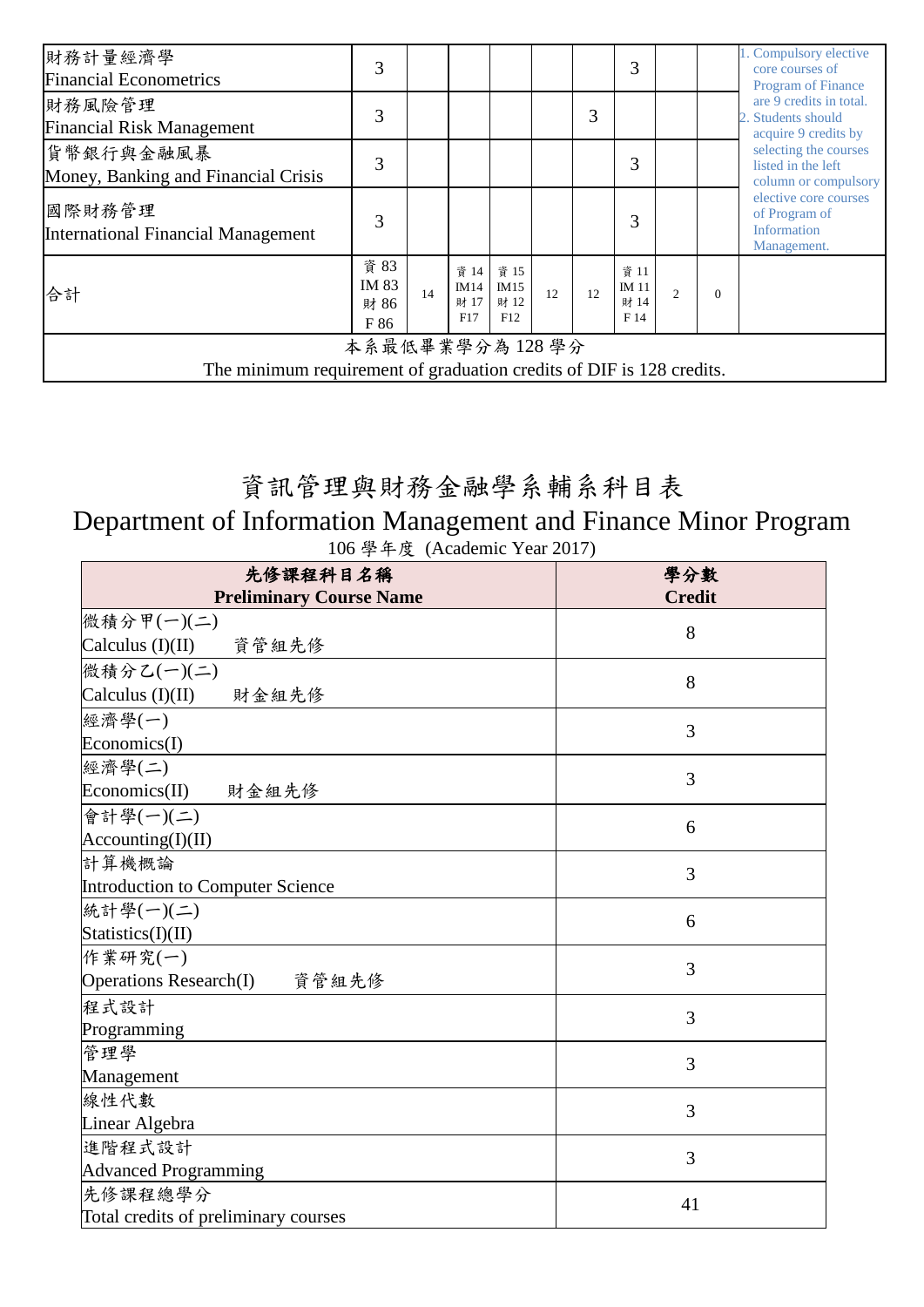| | | | | | | | | | | |
|---|---|---|---|---|---|---|---|---|---|---|
| 財務計量經濟學<br>Financial Econometrics | 3 | | | | | | 3 | | | 1. Compulsory elective core courses of Program of Finance are 9 credits in total.<br>2. Students should acquire 9 credits by selecting the courses listed in the left column or compulsory elective core courses of Program of Information Management. |
| 財務風險管理<br>Financial Risk Management | 3 | | | | | 3 | | | | |
| 貨幣銀行與金融風暴<br>Money, Banking and Financial Crisis | 3 | | | | | | 3 | | | |
| 國際財務管理<br>International Financial Management | 3 | | | | | | 3 | | | |
| 合計 | 資 83<br>IM 83<br>財 86<br>F 86 | 14 | 資 14<br>IM14<br>財 17<br>F17 | 資 15<br>IM15<br>財 12<br>F12 | 12 | 12 | 資 11<br>IM 11<br>財 14<br>F 14 | 2 | 0 | |
| 本系最低畢業學分為 128 學分<br>The minimum requirement of graduation credits of DIF is 128 credits. | | | | | | | | | | |

# 資訊管理與財務金融學系輔系科目表

## Department of Information Management and Finance Minor Program

106 學年度 (Academic Year 2017)

| 先修課程科目名稱<br>Preliminary Course Name | 學分數<br>Credit |
|---|---|
| 微積分甲(一)(二)<br>Calculus (I)(II) 資管組先修 | 8 |
| 微積分乙(一)(二)<br>Calculus (I)(II) 財金組先修 | 8 |
| 經濟學(一)<br>Economics(I) | 3 |
| 經濟學(二)<br>Economics(II) 財金組先修 | 3 |
| 會計學(一)(二)<br>Accounting(I)(II) | 6 |
| 計算機概論<br>Introduction to Computer Science | 3 |
| 統計學(一)(二)<br>Statistics(I)(II) | 6 |
| 作業研究(一)<br>Operations Research(I) 資管組先修 | 3 |
| 程式設計<br>Programming | 3 |
| 管理學<br>Management | 3 |
| 線性代數<br>Linear Algebra | 3 |
| 進階程式設計<br>Advanced Programming | 3 |
| 先修課程總學分<br>Total credits of preliminary courses | 41 |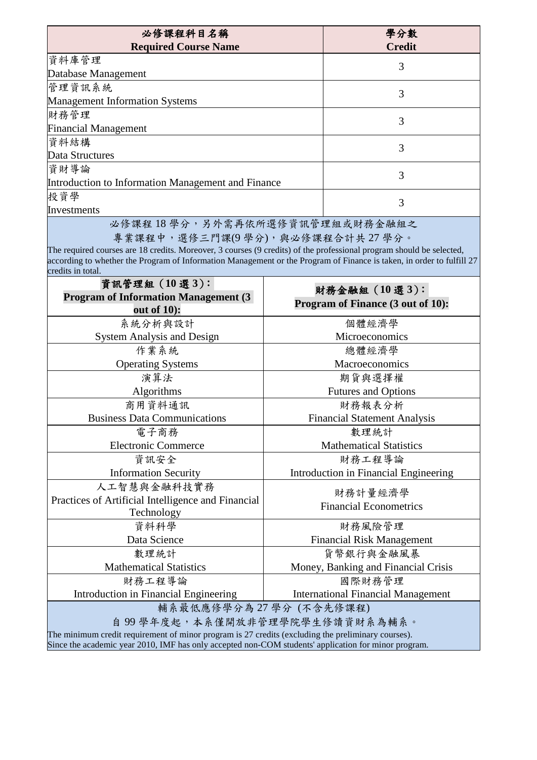| 必修課程科目名稱<br>**Required Course Name** | 學分數<br>**Credit** |
|---|---|
| 資料庫管理<br>Database Management | 3 |
| 管理資訊系統<br>Management Information Systems | 3 |
| 財務管理<br>Financial Management | 3 |
| 資料結構<br>Data Structures | 3 |
| 資財導論<br>Introduction to Information Management and Finance | 3 |
| 投資學<br>Investments | 3 |

必修課程 18 學分，另外需再依所選修資訊管理組或財務金融組之專業課程中，選修三門課(9 學分)，與必修課程合計共 27 學分。

The required courses are 18 credits. Moreover, 3 courses (9 credits) of the professional program should be selected, according to whether the Program of Information Management or the Program of Finance is taken, in order to fulfill 27 credits in total.

| **資訊管理組（10 選 3）:**<br>**Program of Information Management (3 out of 10):** | **財務金融組（10 選 3）:**<br>**Program of Finance (3 out of 10):** |
|---|---|
| 系統分析與設計<br>System Analysis and Design | 個體經濟學<br>Microeconomics |
| 作業系統<br>Operating Systems | 總體經濟學<br>Macroeconomics |
| 演算法<br>Algorithms | 期貨與選擇權<br>Futures and Options |
| 商用資料通訊<br>Business Data Communications | 財務報表分析<br>Financial Statement Analysis |
| 電子商務<br>Electronic Commerce | 數理統計<br>Mathematical Statistics |
| 資訊安全<br>Information Security | 財務工程導論<br>Introduction in Financial Engineering |
| 人工智慧與金融科技實務<br>Practices of Artificial Intelligence and Financial Technology | 財務計量經濟學<br>Financial Econometrics |
| 資料科學<br>Data Science | 財務風險管理<br>Financial Risk Management |
| 數理統計<br>Mathematical Statistics | 貨幣銀行與金融風暴<br>Money, Banking and Financial Crisis |
| 財務工程導論<br>Introduction in Financial Engineering | 國際財務管理<br>International Financial Management |

輔系最低應修學分為 27 學分 (不含先修課程)

自 99 學年度起，本系僅開放非管理學院學生修讀資財系為輔系。

The minimum credit requirement of minor program is 27 credits (excluding the preliminary courses).
Since the academic year 2010, IMF has only accepted non-COM students' application for minor program.